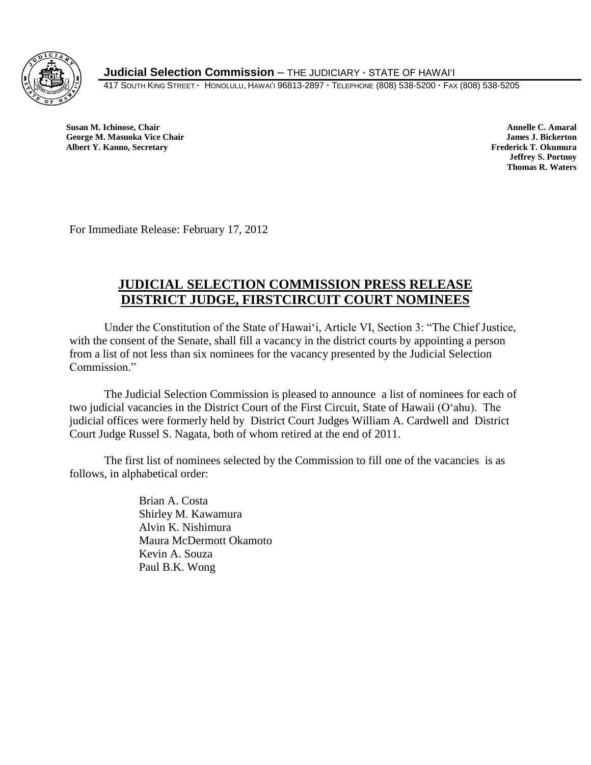**Judicial Selection Commission** – THE JUDICIARY · STATE OF HAWAI'I

417 SOUTH KING STREET · HONOLULU, HAWAI'I 96813-2897 · TELEPHONE (808) 538-5200 · FAX (808) 538-5205

**Susan M. Ichinose, Chair**
**George M. Masuoka Vice Chair**
**Albert Y. Kanno, Secretary**

**Annelle C. Amaral**
**James J. Bickerton**
**Frederick T. Okumura**
**Jeffrey S. Portnoy**
**Thomas R. Waters**

For Immediate Release: February 17, 2012

## JUDICIAL SELECTION COMMISSION PRESS RELEASE
## DISTRICT JUDGE, FIRSTCIRCUIT COURT NOMINEES

Under the Constitution of the State of Hawai'i, Article VI, Section 3: "The Chief Justice, with the consent of the Senate, shall fill a vacancy in the district courts by appointing a person from a list of not less than six nominees for the vacancy presented by the Judicial Selection Commission."

The Judicial Selection Commission is pleased to announce a list of nominees for each of two judicial vacancies in the District Court of the First Circuit, State of Hawaii (O'ahu). The judicial offices were formerly held by District Court Judges William A. Cardwell and District Court Judge Russel S. Nagata, both of whom retired at the end of 2011.

The first list of nominees selected by the Commission to fill one of the vacancies is as follows, in alphabetical order:

Brian A. Costa
Shirley M. Kawamura
Alvin K. Nishimura
Maura McDermott Okamoto
Kevin A. Souza
Paul B.K. Wong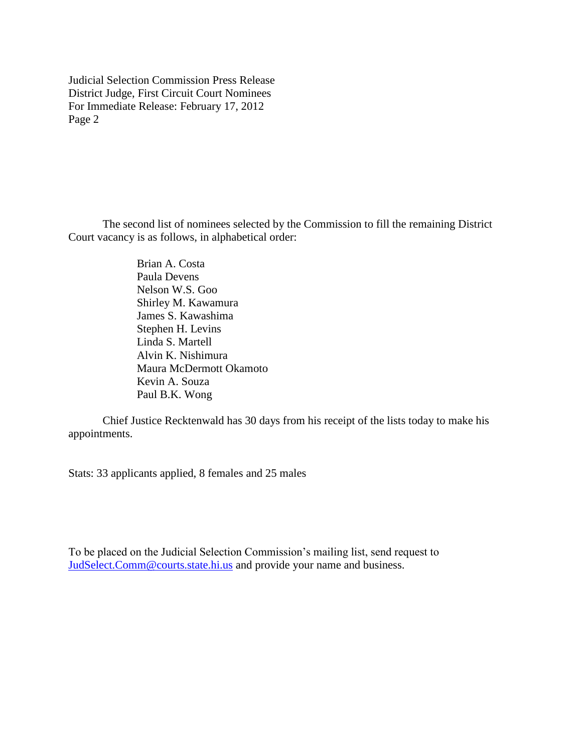The second list of nominees selected by the Commission to fill the remaining District Court vacancy is as follows, in alphabetical order:

Brian A. Costa
Paula Devens
Nelson W.S. Goo
Shirley M. Kawamura
James S. Kawashima
Stephen H. Levins
Linda S. Martell
Alvin K. Nishimura
Maura McDermott Okamoto
Kevin A. Souza
Paul B.K. Wong

Chief Justice Recktenwald has 30 days from his receipt of the lists today to make his appointments.

Stats: 33 applicants applied, 8 females and 25 males

To be placed on the Judicial Selection Commission's mailing list, send request to JudSelect.Comm@courts.state.hi.us and provide your name and business.